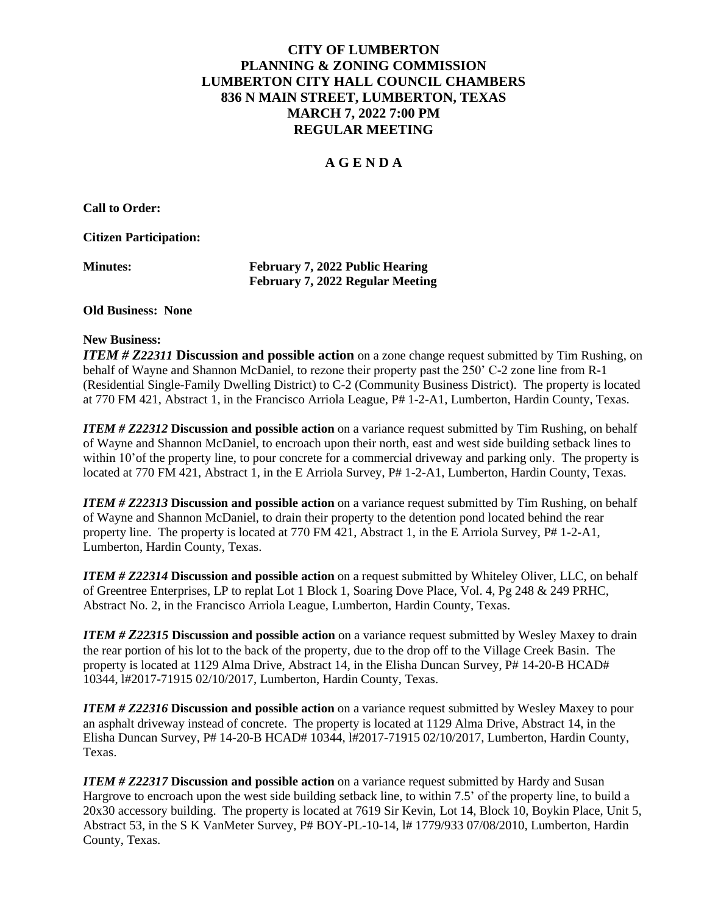# CITY OF LUMBERTON
# PLANNING & ZONING COMMISSION
# LUMBERTON CITY HALL COUNCIL CHAMBERS
# 836 N MAIN STREET, LUMBERTON, TEXAS
# MARCH 7, 2022 7:00 PM
# REGULAR MEETING

## A G E N D A

**Call to Order:**

**Citizen Participation:**

**Minutes:** **February 7, 2022 Public Hearing**
**February 7, 2022 Regular Meeting**

**Old Business: None**

**New Business:**

***ITEM # Z22311*** **Discussion and possible action** on a zone change request submitted by Tim Rushing, on behalf of Wayne and Shannon McDaniel, to rezone their property past the 250' C-2 zone line from R-1 (Residential Single-Family Dwelling District) to C-2 (Community Business District). The property is located at 770 FM 421, Abstract 1, in the Francisco Arriola League, P# 1-2-A1, Lumberton, Hardin County, Texas.

***ITEM # Z22312*** **Discussion and possible action** on a variance request submitted by Tim Rushing, on behalf of Wayne and Shannon McDaniel, to encroach upon their north, east and west side building setback lines to within 10'of the property line, to pour concrete for a commercial driveway and parking only. The property is located at 770 FM 421, Abstract 1, in the E Arriola Survey, P# 1-2-A1, Lumberton, Hardin County, Texas.

***ITEM # Z22313*** **Discussion and possible action** on a variance request submitted by Tim Rushing, on behalf of Wayne and Shannon McDaniel, to drain their property to the detention pond located behind the rear property line. The property is located at 770 FM 421, Abstract 1, in the E Arriola Survey, P# 1-2-A1, Lumberton, Hardin County, Texas.

***ITEM # Z22314*** **Discussion and possible action** on a request submitted by Whiteley Oliver, LLC, on behalf of Greentree Enterprises, LP to replat Lot 1 Block 1, Soaring Dove Place, Vol. 4, Pg 248 & 249 PRHC, Abstract No. 2, in the Francisco Arriola League, Lumberton, Hardin County, Texas.

***ITEM # Z22315*** **Discussion and possible action** on a variance request submitted by Wesley Maxey to drain the rear portion of his lot to the back of the property, due to the drop off to the Village Creek Basin. The property is located at 1129 Alma Drive, Abstract 14, in the Elisha Duncan Survey, P# 14-20-B HCAD# 10344, I#2017-71915 02/10/2017, Lumberton, Hardin County, Texas.

***ITEM # Z22316*** **Discussion and possible action** on a variance request submitted by Wesley Maxey to pour an asphalt driveway instead of concrete. The property is located at 1129 Alma Drive, Abstract 14, in the Elisha Duncan Survey, P# 14-20-B HCAD# 10344, I#2017-71915 02/10/2017, Lumberton, Hardin County, Texas.

***ITEM # Z22317*** **Discussion and possible action** on a variance request submitted by Hardy and Susan Hargrove to encroach upon the west side building setback line, to within 7.5' of the property line, to build a 20x30 accessory building. The property is located at 7619 Sir Kevin, Lot 14, Block 10, Boykin Place, Unit 5, Abstract 53, in the S K VanMeter Survey, P# BOY-PL-10-14, I# 1779/933 07/08/2010, Lumberton, Hardin County, Texas.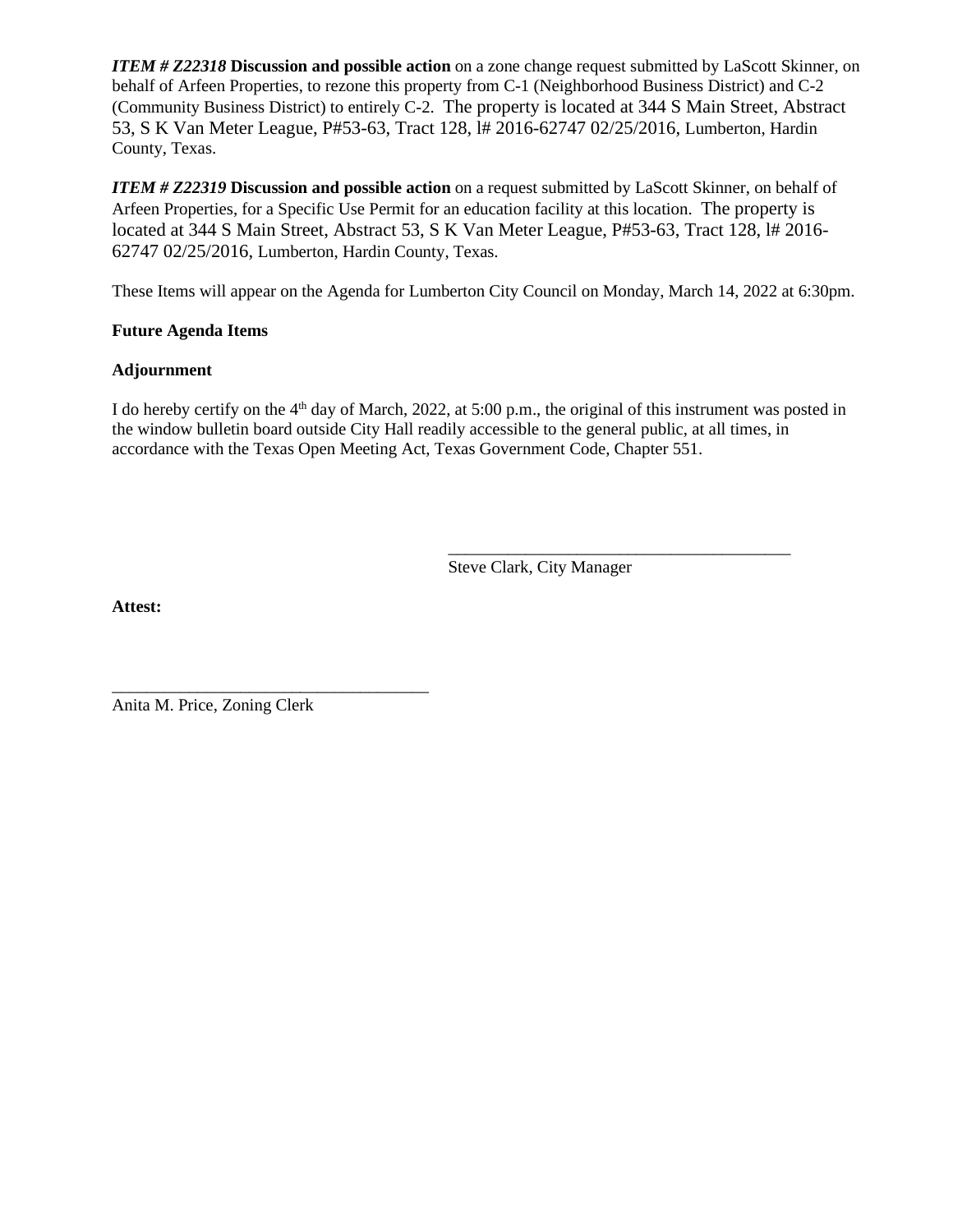***ITEM # Z22318*** **Discussion and possible action** on a zone change request submitted by LaScott Skinner, on behalf of Arfeen Properties, to rezone this property from C-1 (Neighborhood Business District) and C-2 (Community Business District) to entirely C-2. The property is located at 344 S Main Street, Abstract 53, S K Van Meter League, P#53-63, Tract 128, l# 2016-62747 02/25/2016, Lumberton, Hardin County, Texas.

***ITEM # Z22319*** **Discussion and possible action** on a request submitted by LaScott Skinner, on behalf of Arfeen Properties, for a Specific Use Permit for an education facility at this location. The property is located at 344 S Main Street, Abstract 53, S K Van Meter League, P#53-63, Tract 128, l# 2016-62747 02/25/2016, Lumberton, Hardin County, Texas.

These Items will appear on the Agenda for Lumberton City Council on Monday, March 14, 2022 at 6:30pm.

**Future Agenda Items**

**Adjournment**

I do hereby certify on the 4th day of March, 2022, at 5:00 p.m., the original of this instrument was posted in the window bulletin board outside City Hall readily accessible to the general public, at all times, in accordance with the Texas Open Meeting Act, Texas Government Code, Chapter 551.

\_\_\_\_\_\_\_\_\_\_\_\_\_\_\_\_\_\_\_\_\_\_\_\_\_\_\_\_\_\_\_\_\_\_\_\_\_\_\_\_\_

Steve Clark, City Manager

**Attest:**

\_\_\_\_\_\_\_\_\_\_\_\_\_\_\_\_\_\_\_\_\_\_\_\_\_\_\_\_\_\_\_\_\_\_\_\_\_\_

Anita M. Price, Zoning Clerk